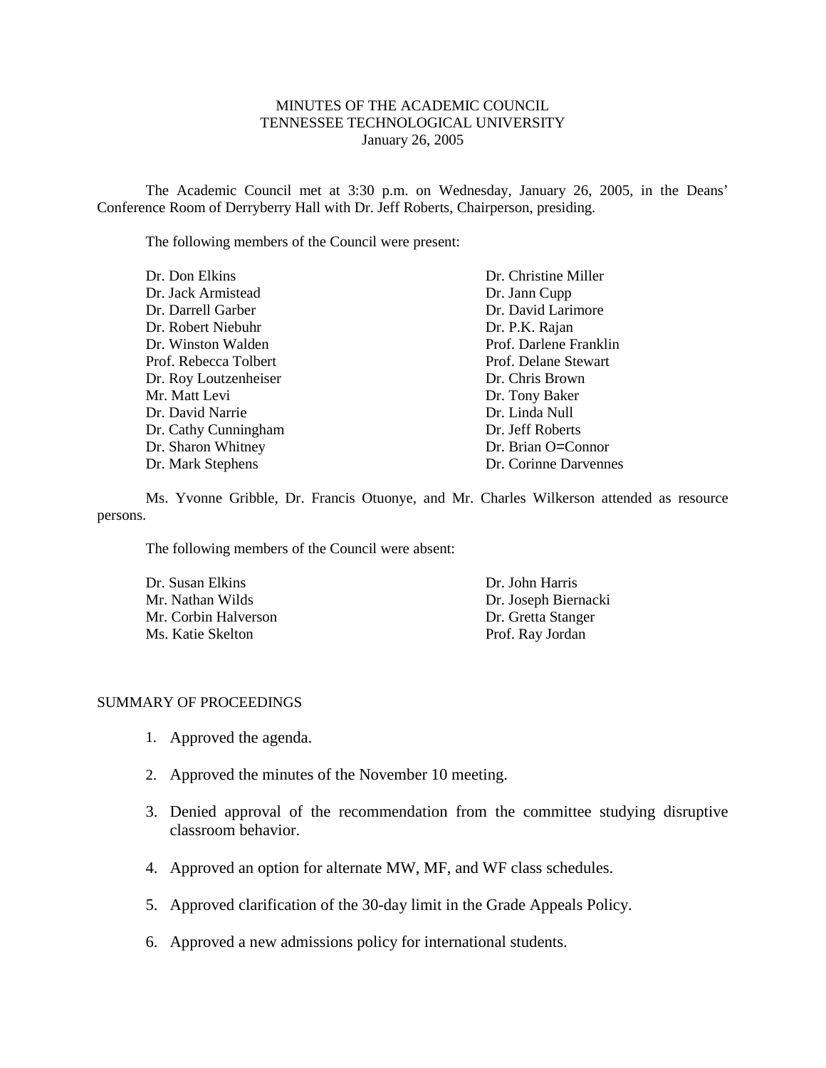MINUTES OF THE ACADEMIC COUNCIL
TENNESSEE TECHNOLOGICAL UNIVERSITY
January 26, 2005

The Academic Council met at 3:30 p.m. on Wednesday, January 26, 2005, in the Deans' Conference Room of Derryberry Hall with Dr. Jeff Roberts, Chairperson, presiding.

The following members of the Council were present:

Dr. Don Elkins
Dr. Jack Armistead
Dr. Darrell Garber
Dr. Robert Niebuhr
Dr. Winston Walden
Prof. Rebecca Tolbert
Dr. Roy Loutzenheiser
Mr. Matt Levi
Dr. David Narrie
Dr. Cathy Cunningham
Dr. Sharon Whitney
Dr. Mark Stephens
Dr. Christine Miller
Dr. Jann Cupp
Dr. David Larimore
Dr. P.K. Rajan
Prof. Darlene Franklin
Prof. Delane Stewart
Dr. Chris Brown
Dr. Tony Baker
Dr. Linda Null
Dr. Jeff Roberts
Dr. Brian O=Connor
Dr. Corinne Darvennes

Ms. Yvonne Gribble, Dr. Francis Otuonye, and Mr. Charles Wilkerson attended as resource persons.

The following members of the Council were absent:

Dr. Susan Elkins
Mr. Nathan Wilds
Mr. Corbin Halverson
Ms. Katie Skelton
Dr. John Harris
Dr. Joseph Biernacki
Dr. Gretta Stanger
Prof. Ray Jordan

SUMMARY OF PROCEEDINGS

1. Approved the agenda.

2. Approved the minutes of the November 10 meeting.

3. Denied approval of the recommendation from the committee studying disruptive classroom behavior.

4. Approved an option for alternate MW, MF, and WF class schedules.

5. Approved clarification of the 30-day limit in the Grade Appeals Policy.

6. Approved a new admissions policy for international students.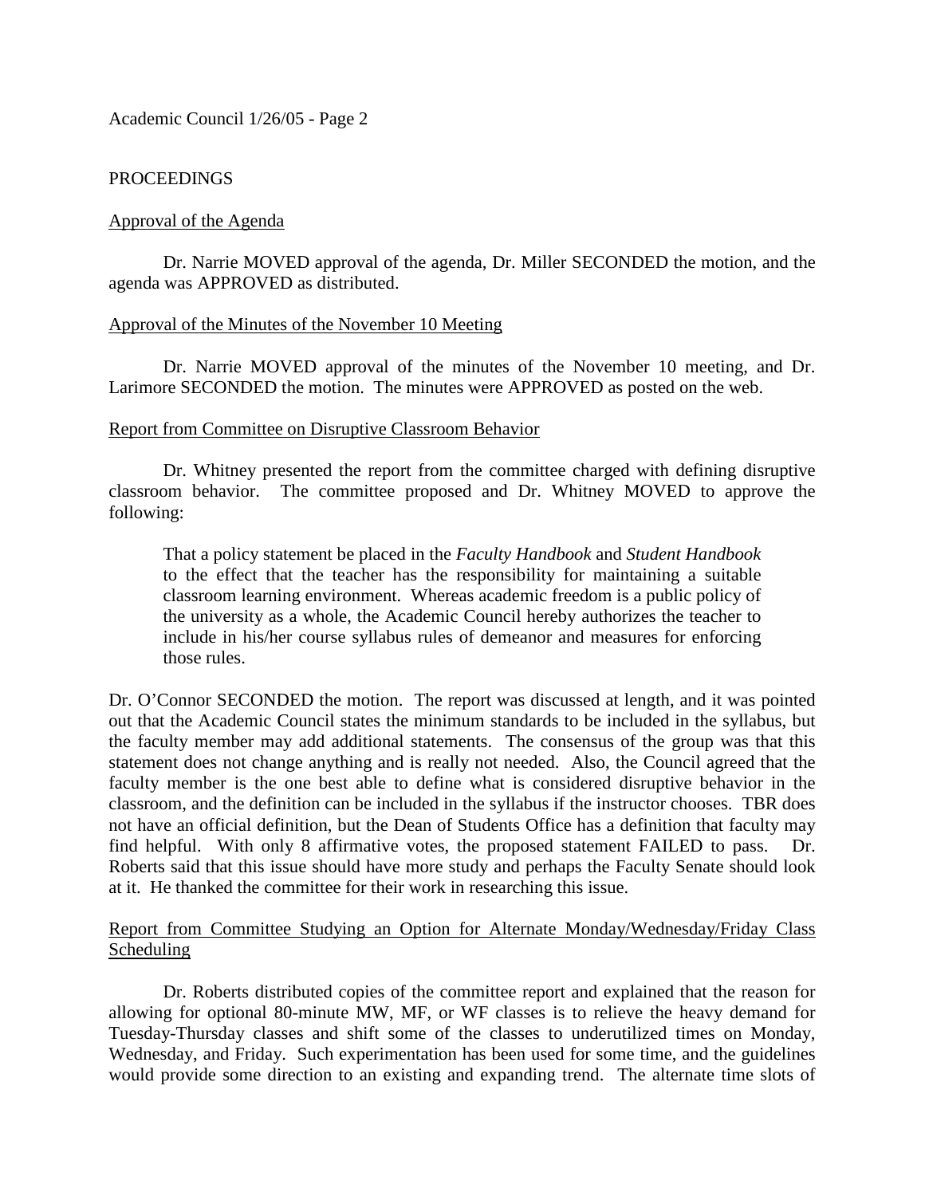PROCEEDINGS

<u>Approval of the Agenda</u>

Dr. Narrie MOVED approval of the agenda, Dr. Miller SECONDED the motion, and the agenda was APPROVED as distributed.

<u>Approval of the Minutes of the November 10 Meeting</u>

Dr. Narrie MOVED approval of the minutes of the November 10 meeting, and Dr. Larimore SECONDED the motion. The minutes were APPROVED as posted on the web.

<u>Report from Committee on Disruptive Classroom Behavior</u>

Dr. Whitney presented the report from the committee charged with defining disruptive classroom behavior. The committee proposed and Dr. Whitney MOVED to approve the following:

> That a policy statement be placed in the *Faculty Handbook* and *Student Handbook* to the effect that the teacher has the responsibility for maintaining a suitable classroom learning environment. Whereas academic freedom is a public policy of the university as a whole, the Academic Council hereby authorizes the teacher to include in his/her course syllabus rules of demeanor and measures for enforcing those rules.

Dr. O'Connor SECONDED the motion. The report was discussed at length, and it was pointed out that the Academic Council states the minimum standards to be included in the syllabus, but the faculty member may add additional statements. The consensus of the group was that this statement does not change anything and is really not needed. Also, the Council agreed that the faculty member is the one best able to define what is considered disruptive behavior in the classroom, and the definition can be included in the syllabus if the instructor chooses. TBR does not have an official definition, but the Dean of Students Office has a definition that faculty may find helpful. With only 8 affirmative votes, the proposed statement FAILED to pass. Dr. Roberts said that this issue should have more study and perhaps the Faculty Senate should look at it. He thanked the committee for their work in researching this issue.

<u>Report from Committee Studying an Option for Alternate Monday/Wednesday/Friday Class Scheduling</u>

Dr. Roberts distributed copies of the committee report and explained that the reason for allowing for optional 80-minute MW, MF, or WF classes is to relieve the heavy demand for Tuesday-Thursday classes and shift some of the classes to underutilized times on Monday, Wednesday, and Friday. Such experimentation has been used for some time, and the guidelines would provide some direction to an existing and expanding trend. The alternate time slots of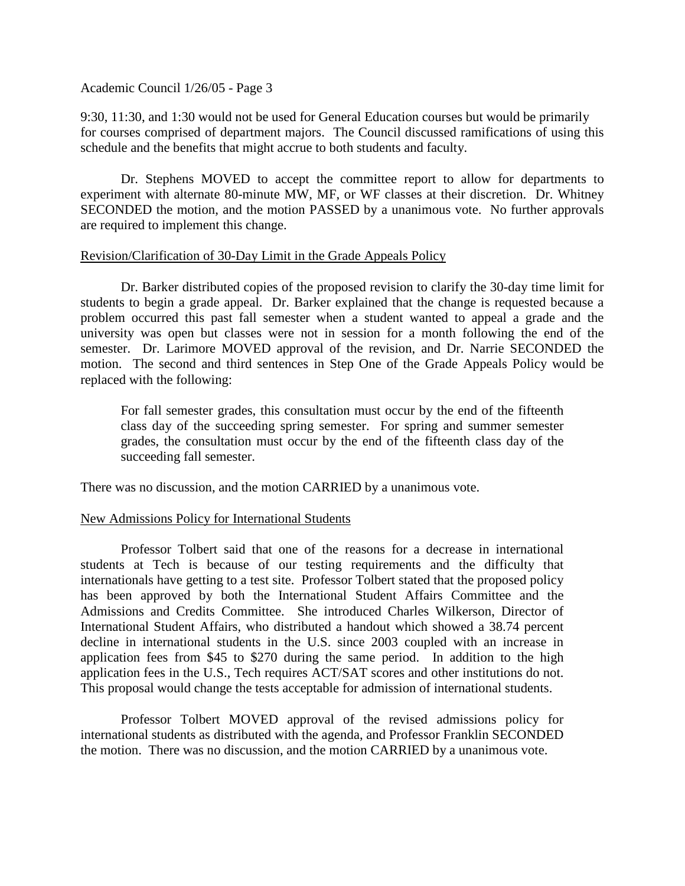9:30, 11:30, and 1:30 would not be used for General Education courses but would be primarily for courses comprised of department majors. The Council discussed ramifications of using this schedule and the benefits that might accrue to both students and faculty.

Dr. Stephens MOVED to accept the committee report to allow for departments to experiment with alternate 80-minute MW, MF, or WF classes at their discretion. Dr. Whitney SECONDED the motion, and the motion PASSED by a unanimous vote. No further approvals are required to implement this change.

Revision/Clarification of 30-Day Limit in the Grade Appeals Policy

Dr. Barker distributed copies of the proposed revision to clarify the 30-day time limit for students to begin a grade appeal. Dr. Barker explained that the change is requested because a problem occurred this past fall semester when a student wanted to appeal a grade and the university was open but classes were not in session for a month following the end of the semester. Dr. Larimore MOVED approval of the revision, and Dr. Narrie SECONDED the motion. The second and third sentences in Step One of the Grade Appeals Policy would be replaced with the following:

> For fall semester grades, this consultation must occur by the end of the fifteenth class day of the succeeding spring semester. For spring and summer semester grades, the consultation must occur by the end of the fifteenth class day of the succeeding fall semester.

There was no discussion, and the motion CARRIED by a unanimous vote.

New Admissions Policy for International Students

Professor Tolbert said that one of the reasons for a decrease in international students at Tech is because of our testing requirements and the difficulty that internationals have getting to a test site. Professor Tolbert stated that the proposed policy has been approved by both the International Student Affairs Committee and the Admissions and Credits Committee. She introduced Charles Wilkerson, Director of International Student Affairs, who distributed a handout which showed a 38.74 percent decline in international students in the U.S. since 2003 coupled with an increase in application fees from $45 to $270 during the same period. In addition to the high application fees in the U.S., Tech requires ACT/SAT scores and other institutions do not. This proposal would change the tests acceptable for admission of international students.

Professor Tolbert MOVED approval of the revised admissions policy for international students as distributed with the agenda, and Professor Franklin SECONDED the motion. There was no discussion, and the motion CARRIED by a unanimous vote.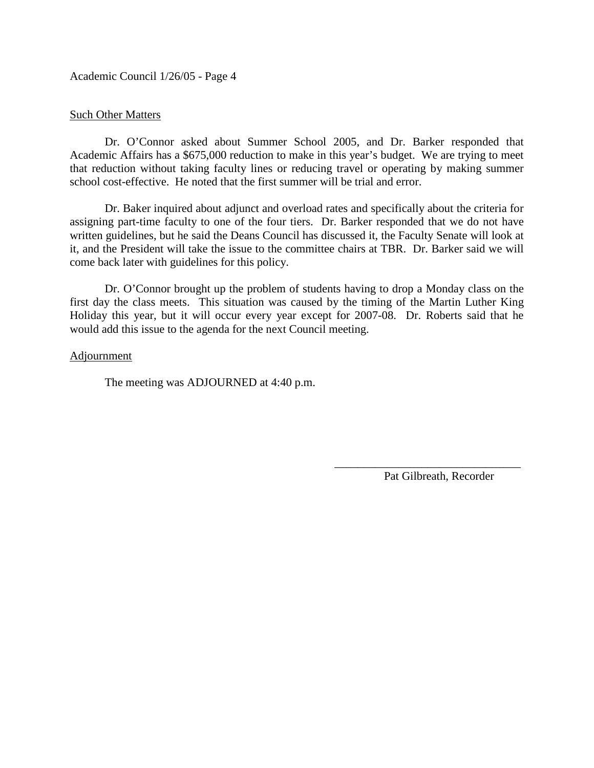## Such Other Matters

Dr. O'Connor asked about Summer School 2005, and Dr. Barker responded that Academic Affairs has a $675,000 reduction to make in this year's budget. We are trying to meet that reduction without taking faculty lines or reducing travel or operating by making summer school cost-effective. He noted that the first summer will be trial and error.

Dr. Baker inquired about adjunct and overload rates and specifically about the criteria for assigning part-time faculty to one of the four tiers. Dr. Barker responded that we do not have written guidelines, but he said the Deans Council has discussed it, the Faculty Senate will look at it, and the President will take the issue to the committee chairs at TBR. Dr. Barker said we will come back later with guidelines for this policy.

Dr. O'Connor brought up the problem of students having to drop a Monday class on the first day the class meets. This situation was caused by the timing of the Martin Luther King Holiday this year, but it will occur every year except for 2007-08. Dr. Roberts said that he would add this issue to the agenda for the next Council meeting.

## Adjournment

The meeting was ADJOURNED at 4:40 p.m.

\_\_\_\_\_\_\_\_\_\_\_\_\_\_\_\_\_\_\_\_\_\_\_\_\_\_\_\_\_\_\_\_

Pat Gilbreath, Recorder